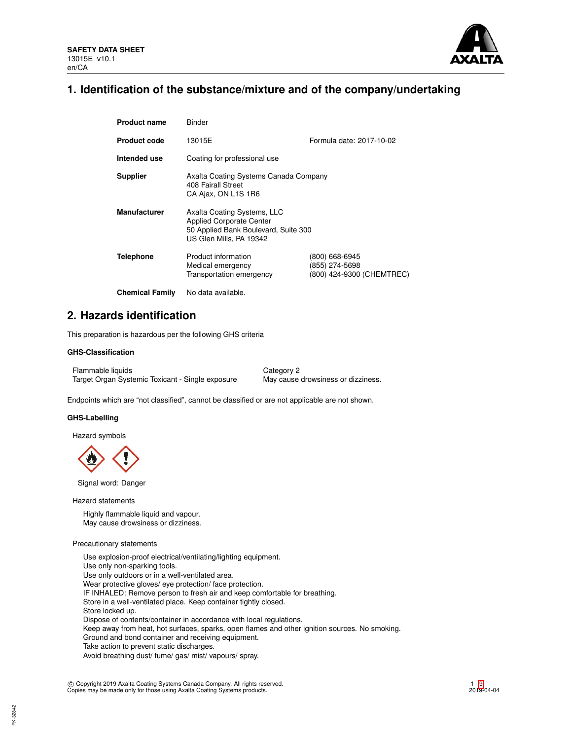**SAFETY DATA SHEET**
13015E v10.1
en/CA

# 1. Identification of the substance/mixture and of the company/undertaking

| | | |
|---|---|---|
| **Product name** | Binder | |
| **Product code** | 13015E | Formula date: 2017-10-02 |
| **Intended use** | Coating for professional use | |
| **Supplier** | Axalta Coating Systems Canada Company<br>408 Fairall Street<br>CA Ajax, ON L1S 1R6 | |
| **Manufacturer** | Axalta Coating Systems, LLC<br>Applied Corporate Center<br>50 Applied Bank Boulevard, Suite 300<br>US Glen Mills, PA 19342 | |
| **Telephone** | Product information<br>Medical emergency<br>Transportation emergency | (800) 668-6945<br>(855) 274-5698<br>(800) 424-9300 (CHEMTREC) |
| **Chemical Family** | No data available. | |

# 2. Hazards identification

This preparation is hazardous per the following GHS criteria

### GHS-Classification

| | |
|---|---|
| Flammable liquids | Category 2 |
| Target Organ Systemic Toxicant - Single exposure | May cause drowsiness or dizziness. |

Endpoints which are "not classified", cannot be classified or are not applicable are not shown.

### GHS-Labelling

Hazard symbols

Signal word: Danger

Hazard statements

Highly flammable liquid and vapour.
May cause drowsiness or dizziness.

Precautionary statements

Use explosion-proof electrical/ventilating/lighting equipment.
Use only non-sparking tools.
Use only outdoors or in a well-ventilated area.
Wear protective gloves/ eye protection/ face protection.
IF INHALED: Remove person to fresh air and keep comfortable for breathing.
Store in a well-ventilated place. Keep container tightly closed.
Store locked up.
Dispose of contents/container in accordance with local regulations.
Keep away from heat, hot surfaces, sparks, open flames and other ignition sources. No smoking.
Ground and bond container and receiving equipment.
Take action to prevent static discharges.
Avoid breathing dust/ fume/ gas/ mist/ vapours/ spray.

© Copyright 2019 Axalta Coating Systems Canada Company. All rights reserved.
Copies may be made only for those using Axalta Coating Systems products.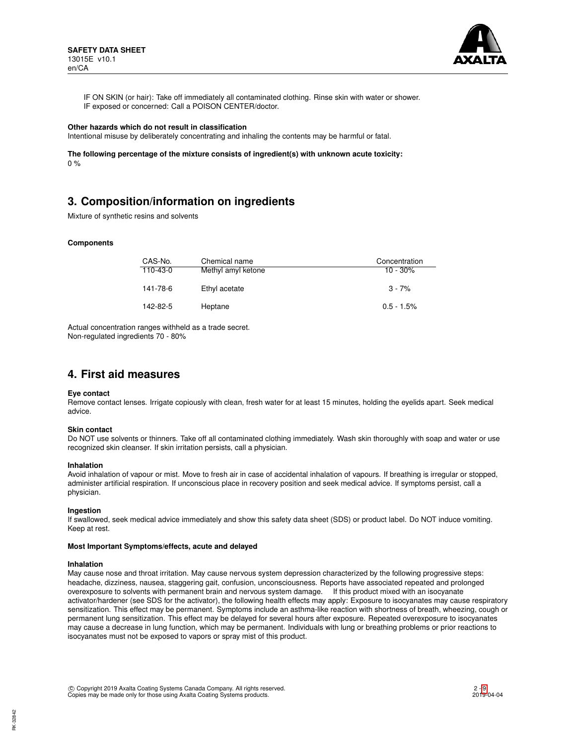IF ON SKIN (or hair): Take off immediately all contaminated clothing. Rinse skin with water or shower.
IF exposed or concerned: Call a POISON CENTER/doctor.

**Other hazards which do not result in classification**

Intentional misuse by deliberately concentrating and inhaling the contents may be harmful or fatal.

**The following percentage of the mixture consists of ingredient(s) with unknown acute toxicity:**

0 %

## 3. Composition/information on ingredients

Mixture of synthetic resins and solvents

**Components**

| CAS-No. | Chemical name | Concentration |
|---|---|---|
| 110-43-0 | Methyl amyl ketone | 10 - 30% |
| 141-78-6 | Ethyl acetate | 3 - 7% |
| 142-82-5 | Heptane | 0.5 - 1.5% |

Actual concentration ranges withheld as a trade secret.
Non-regulated ingredients 70 - 80%

## 4. First aid measures

**Eye contact**

Remove contact lenses. Irrigate copiously with clean, fresh water for at least 15 minutes, holding the eyelids apart. Seek medical advice.

**Skin contact**

Do NOT use solvents or thinners. Take off all contaminated clothing immediately. Wash skin thoroughly with soap and water or use recognized skin cleanser. If skin irritation persists, call a physician.

**Inhalation**

Avoid inhalation of vapour or mist. Move to fresh air in case of accidental inhalation of vapours. If breathing is irregular or stopped, administer artificial respiration. If unconscious place in recovery position and seek medical advice. If symptoms persist, call a physician.

**Ingestion**

If swallowed, seek medical advice immediately and show this safety data sheet (SDS) or product label. Do NOT induce vomiting. Keep at rest.

**Most Important Symptoms/effects, acute and delayed**

**Inhalation**

May cause nose and throat irritation. May cause nervous system depression characterized by the following progressive steps: headache, dizziness, nausea, staggering gait, confusion, unconsciousness. Reports have associated repeated and prolonged overexposure to solvents with permanent brain and nervous system damage. If this product mixed with an isocyanate activator/hardener (see SDS for the activator), the following health effects may apply: Exposure to isocyanates may cause respiratory sensitization. This effect may be permanent. Symptoms include an asthma-like reaction with shortness of breath, wheezing, cough or permanent lung sensitization. This effect may be delayed for several hours after exposure. Repeated overexposure to isocyanates may cause a decrease in lung function, which may be permanent. Individuals with lung or breathing problems or prior reactions to isocyanates must not be exposed to vapors or spray mist of this product.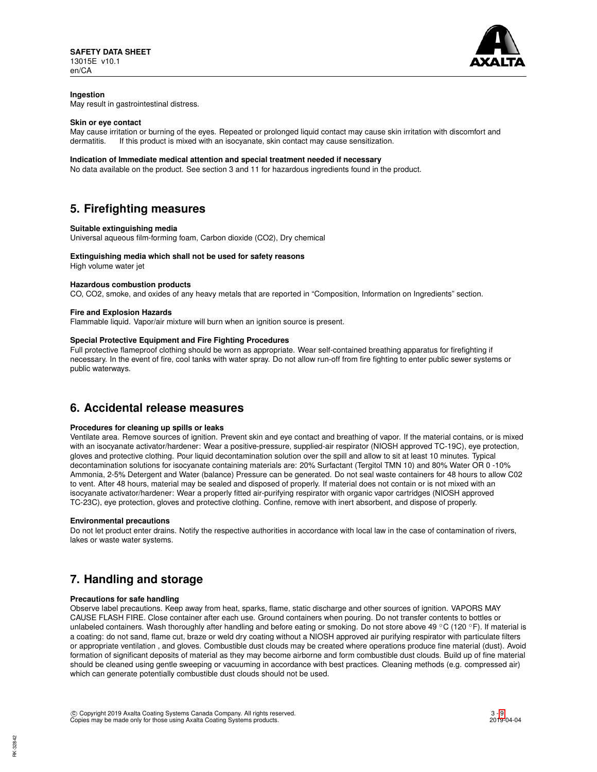#### Ingestion

May result in gastrointestinal distress.

#### Skin or eye contact

May cause irritation or burning of the eyes. Repeated or prolonged liquid contact may cause skin irritation with discomfort and dermatitis. If this product is mixed with an isocyanate, skin contact may cause sensitization.

#### Indication of Immediate medical attention and special treatment needed if necessary

No data available on the product. See section 3 and 11 for hazardous ingredients found in the product.

## 5. Firefighting measures

#### Suitable extinguishing media

Universal aqueous film-forming foam, Carbon dioxide ($CO_2$), Dry chemical

#### Extinguishing media which shall not be used for safety reasons

High volume water jet

#### Hazardous combustion products

CO, $CO_2$, smoke, and oxides of any heavy metals that are reported in "Composition, Information on Ingredients" section.

#### Fire and Explosion Hazards

Flammable liquid. Vapor/air mixture will burn when an ignition source is present.

#### Special Protective Equipment and Fire Fighting Procedures

Full protective flameproof clothing should be worn as appropriate. Wear self-contained breathing apparatus for firefighting if necessary. In the event of fire, cool tanks with water spray. Do not allow run-off from fire fighting to enter public sewer systems or public waterways.

## 6. Accidental release measures

#### Procedures for cleaning up spills or leaks

Ventilate area. Remove sources of ignition. Prevent skin and eye contact and breathing of vapor. If the material contains, or is mixed with an isocyanate activator/hardener: Wear a positive-pressure, supplied-air respirator (NIOSH approved TC-19C), eye protection, gloves and protective clothing. Pour liquid decontamination solution over the spill and allow to sit at least 10 minutes. Typical decontamination solutions for isocyanate containing materials are: 20% Surfactant (Tergitol TMN 10) and 80% Water OR 0 -10% Ammonia, 2-5% Detergent and Water (balance) Pressure can be generated. Do not seal waste containers for 48 hours to allow C02 to vent. After 48 hours, material may be sealed and disposed of properly. If material does not contain or is not mixed with an isocyanate activator/hardener: Wear a properly fitted air-purifying respirator with organic vapor cartridges (NIOSH approved TC-23C), eye protection, gloves and protective clothing. Confine, remove with inert absorbent, and dispose of properly.

#### Environmental precautions

Do not let product enter drains. Notify the respective authorities in accordance with local law in the case of contamination of rivers, lakes or waste water systems.

## 7. Handling and storage

#### Precautions for safe handling

Observe label precautions. Keep away from heat, sparks, flame, static discharge and other sources of ignition. VAPORS MAY CAUSE FLASH FIRE. Close container after each use. Ground containers when pouring. Do not transfer contents to bottles or unlabeled containers. Wash thoroughly after handling and before eating or smoking. Do not store above 49 °C (120 °F). If material is a coating: do not sand, flame cut, braze or weld dry coating without a NIOSH approved air purifying respirator with particulate filters or appropriate ventilation , and gloves. Combustible dust clouds may be created where operations produce fine material (dust). Avoid formation of significant deposits of material as they may become airborne and form combustible dust clouds. Build up of fine material should be cleaned using gentle sweeping or vacuuming in accordance with best practices. Cleaning methods (e.g. compressed air) which can generate potentially combustible dust clouds should not be used.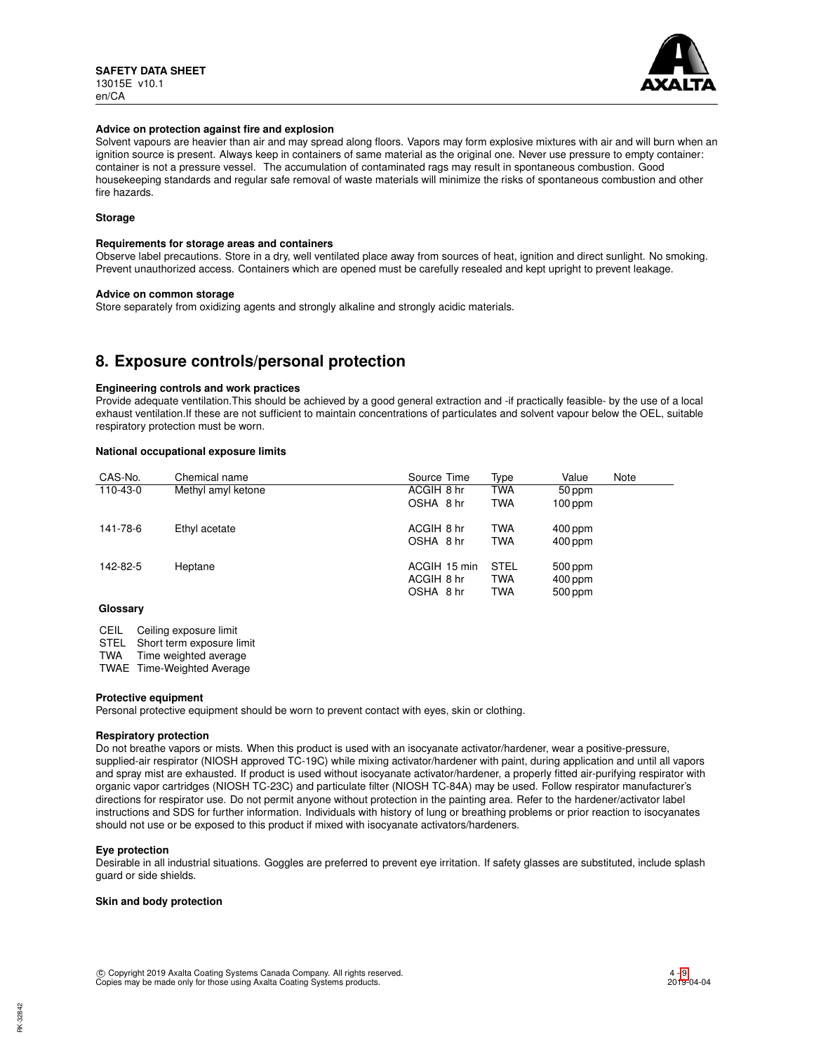**Advice on protection against fire and explosion**

Solvent vapours are heavier than air and may spread along floors. Vapors may form explosive mixtures with air and will burn when an ignition source is present. Always keep in containers of same material as the original one. Never use pressure to empty container: container is not a pressure vessel. The accumulation of contaminated rags may result in spontaneous combustion. Good housekeeping standards and regular safe removal of waste materials will minimize the risks of spontaneous combustion and other fire hazards.

**Storage**

**Requirements for storage areas and containers**

Observe label precautions. Store in a dry, well ventilated place away from sources of heat, ignition and direct sunlight. No smoking. Prevent unauthorized access. Containers which are opened must be carefully resealed and kept upright to prevent leakage.

**Advice on common storage**

Store separately from oxidizing agents and strongly alkaline and strongly acidic materials.

## 8. Exposure controls/personal protection

**Engineering controls and work practices**

Provide adequate ventilation.This should be achieved by a good general extraction and -if practically feasible- by the use of a local exhaust ventilation.If these are not sufficient to maintain concentrations of particulates and solvent vapour below the OEL, suitable respiratory protection must be worn.

**National occupational exposure limits**

| CAS-No. | Chemical name | Source | Time | Type | Value | Note |
|---|---|---|---|---|---|---|
| 110-43-0 | Methyl amyl ketone | ACGIH | 8 hr | TWA | 50 ppm | |
| | | OSHA | 8 hr | TWA | 100 ppm | |
| 141-78-6 | Ethyl acetate | ACGIH | 8 hr | TWA | 400 ppm | |
| | | OSHA | 8 hr | TWA | 400 ppm | |
| 142-82-5 | Heptane | ACGIH | 15 min | STEL | 500 ppm | |
| | | ACGIH | 8 hr | TWA | 400 ppm | |
| | | OSHA | 8 hr | TWA | 500 ppm | |

**Glossary**

CEIL Ceiling exposure limit
STEL Short term exposure limit
TWA Time weighted average
TWAE Time-Weighted Average

**Protective equipment**

Personal protective equipment should be worn to prevent contact with eyes, skin or clothing.

**Respiratory protection**

Do not breathe vapors or mists. When this product is used with an isocyanate activator/hardener, wear a positive-pressure, supplied-air respirator (NIOSH approved TC-19C) while mixing activator/hardener with paint, during application and until all vapors and spray mist are exhausted. If product is used without isocyanate activator/hardener, a properly fitted air-purifying respirator with organic vapor cartridges (NIOSH TC-23C) and particulate filter (NIOSH TC-84A) may be used. Follow respirator manufacturer's directions for respirator use. Do not permit anyone without protection in the painting area. Refer to the hardener/activator label instructions and SDS for further information. Individuals with history of lung or breathing problems or prior reaction to isocyanates should not use or be exposed to this product if mixed with isocyanate activators/hardeners.

**Eye protection**

Desirable in all industrial situations. Goggles are preferred to prevent eye irritation. If safety glasses are substituted, include splash guard or side shields.

**Skin and body protection**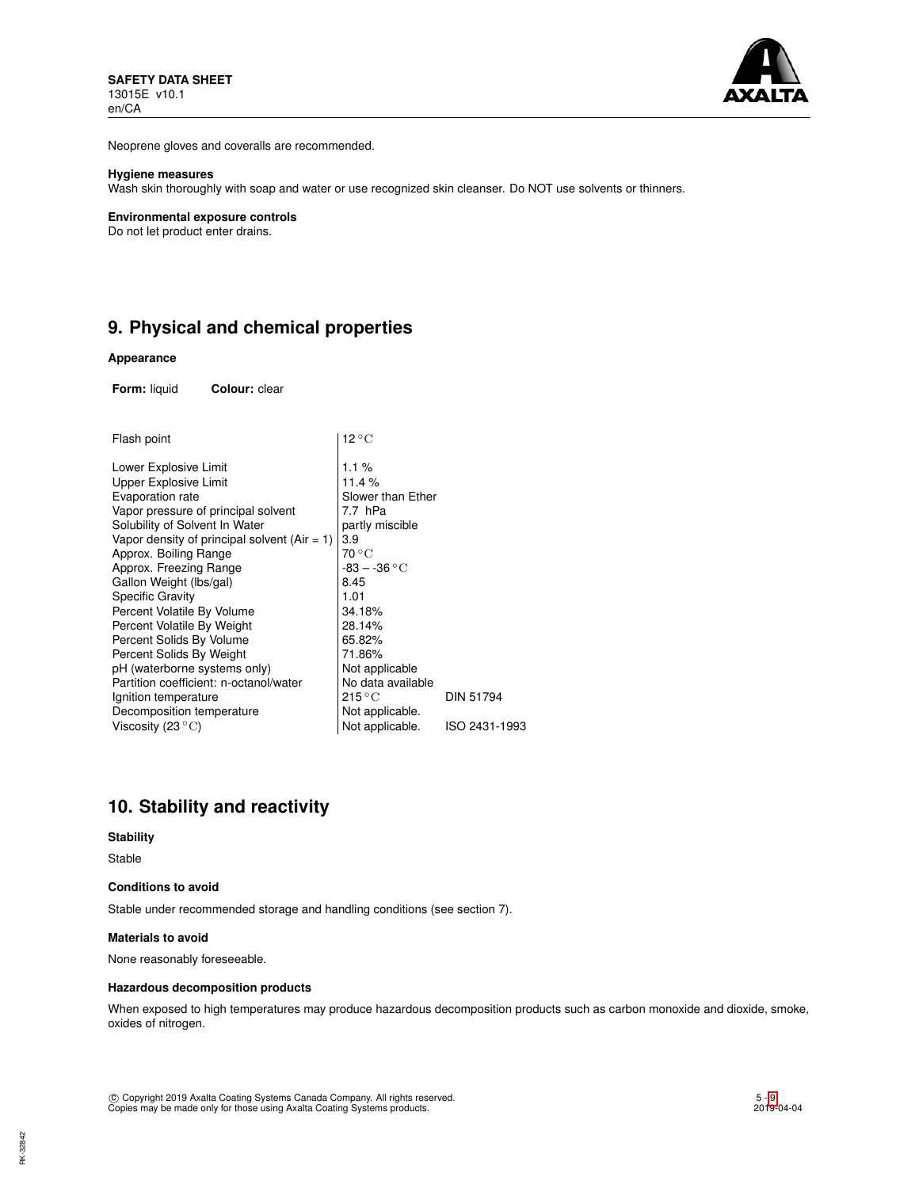Neoprene gloves and coveralls are recommended.

**Hygiene measures**
Wash skin thoroughly with soap and water or use recognized skin cleanser. Do NOT use solvents or thinners.

**Environmental exposure controls**
Do not let product enter drains.

## 9. Physical and chemical properties

**Appearance**

**Form:** liquid **Colour:** clear

| | | |
|---|---|---|
| Flash point | 12 °C | |
| Lower Explosive Limit | 1.1 % | |
| Upper Explosive Limit | 11.4 % | |
| Evaporation rate | Slower than Ether | |
| Vapor pressure of principal solvent | 7.7 hPa | |
| Solubility of Solvent In Water | partly miscible | |
| Vapor density of principal solvent (Air = 1) | 3.9 | |
| Approx. Boiling Range | 70 °C | |
| Approx. Freezing Range | -83 – -36 °C | |
| Gallon Weight (lbs/gal) | 8.45 | |
| Specific Gravity | 1.01 | |
| Percent Volatile By Volume | 34.18% | |
| Percent Volatile By Weight | 28.14% | |
| Percent Solids By Volume | 65.82% | |
| Percent Solids By Weight | 71.86% | |
| pH (waterborne systems only) | Not applicable | |
| Partition coefficient: n-octanol/water | No data available | |
| Ignition temperature | 215 °C | DIN 51794 |
| Decomposition temperature | Not applicable. | |
| Viscosity (23 °C) | Not applicable. | ISO 2431-1993 |

## 10. Stability and reactivity

**Stability**

Stable

**Conditions to avoid**

Stable under recommended storage and handling conditions (see section 7).

**Materials to avoid**

None reasonably foreseeable.

**Hazardous decomposition products**

When exposed to high temperatures may produce hazardous decomposition products such as carbon monoxide and dioxide, smoke, oxides of nitrogen.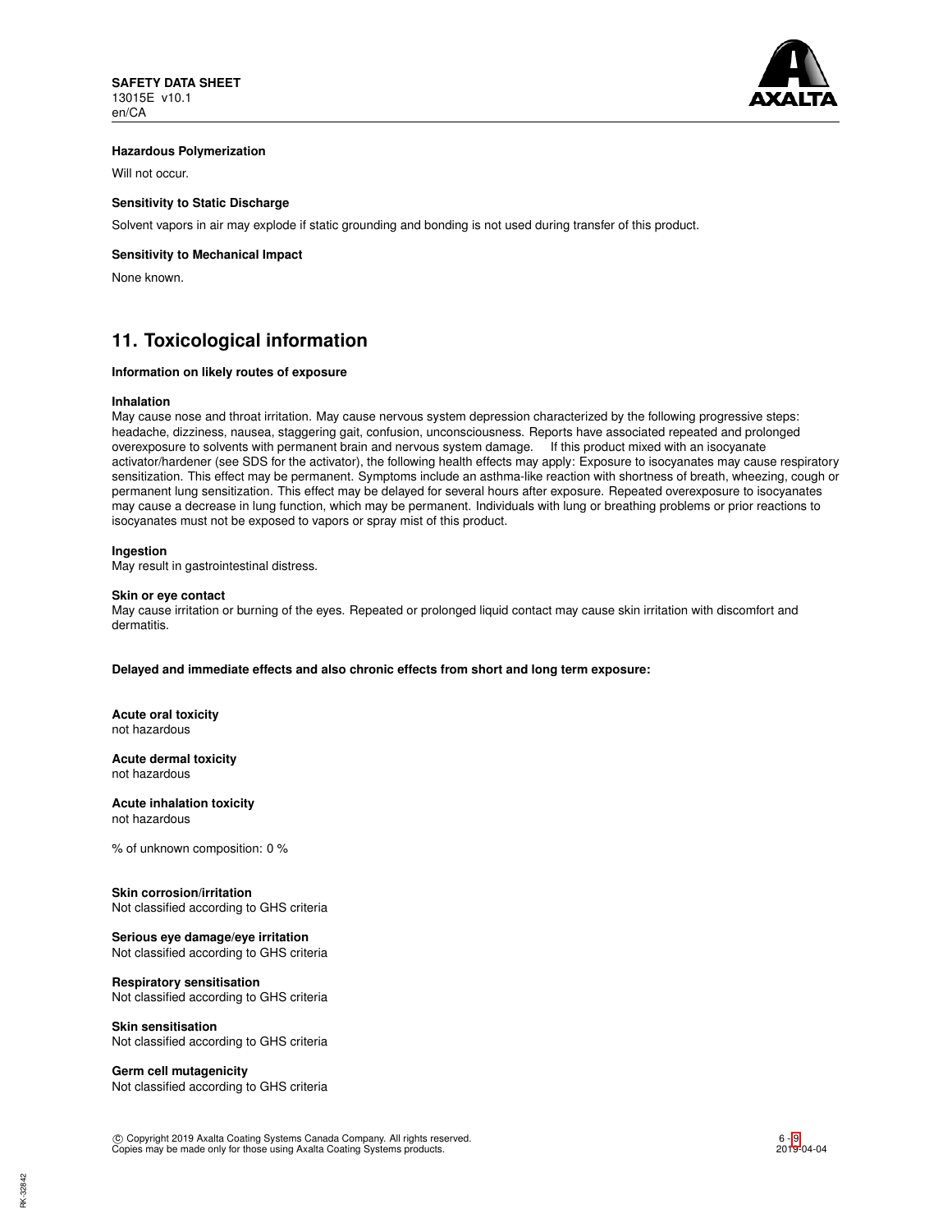**Hazardous Polymerization**

Will not occur.

**Sensitivity to Static Discharge**

Solvent vapors in air may explode if static grounding and bonding is not used during transfer of this product.

**Sensitivity to Mechanical Impact**

None known.

## 11. Toxicological information

**Information on likely routes of exposure**

**Inhalation**

May cause nose and throat irritation. May cause nervous system depression characterized by the following progressive steps: headache, dizziness, nausea, staggering gait, confusion, unconsciousness. Reports have associated repeated and prolonged overexposure to solvents with permanent brain and nervous system damage. If this product mixed with an isocyanate activator/hardener (see SDS for the activator), the following health effects may apply: Exposure to isocyanates may cause respiratory sensitization. This effect may be permanent. Symptoms include an asthma-like reaction with shortness of breath, wheezing, cough or permanent lung sensitization. This effect may be delayed for several hours after exposure. Repeated overexposure to isocyanates may cause a decrease in lung function, which may be permanent. Individuals with lung or breathing problems or prior reactions to isocyanates must not be exposed to vapors or spray mist of this product.

**Ingestion**

May result in gastrointestinal distress.

**Skin or eye contact**

May cause irritation or burning of the eyes. Repeated or prolonged liquid contact may cause skin irritation with discomfort and dermatitis.

**Delayed and immediate effects and also chronic effects from short and long term exposure:**

**Acute oral toxicity**
not hazardous

**Acute dermal toxicity**
not hazardous

**Acute inhalation toxicity**
not hazardous

% of unknown composition: 0 %

**Skin corrosion/irritation**
Not classified according to GHS criteria

**Serious eye damage/eye irritation**
Not classified according to GHS criteria

**Respiratory sensitisation**
Not classified according to GHS criteria

**Skin sensitisation**
Not classified according to GHS criteria

**Germ cell mutagenicity**
Not classified according to GHS criteria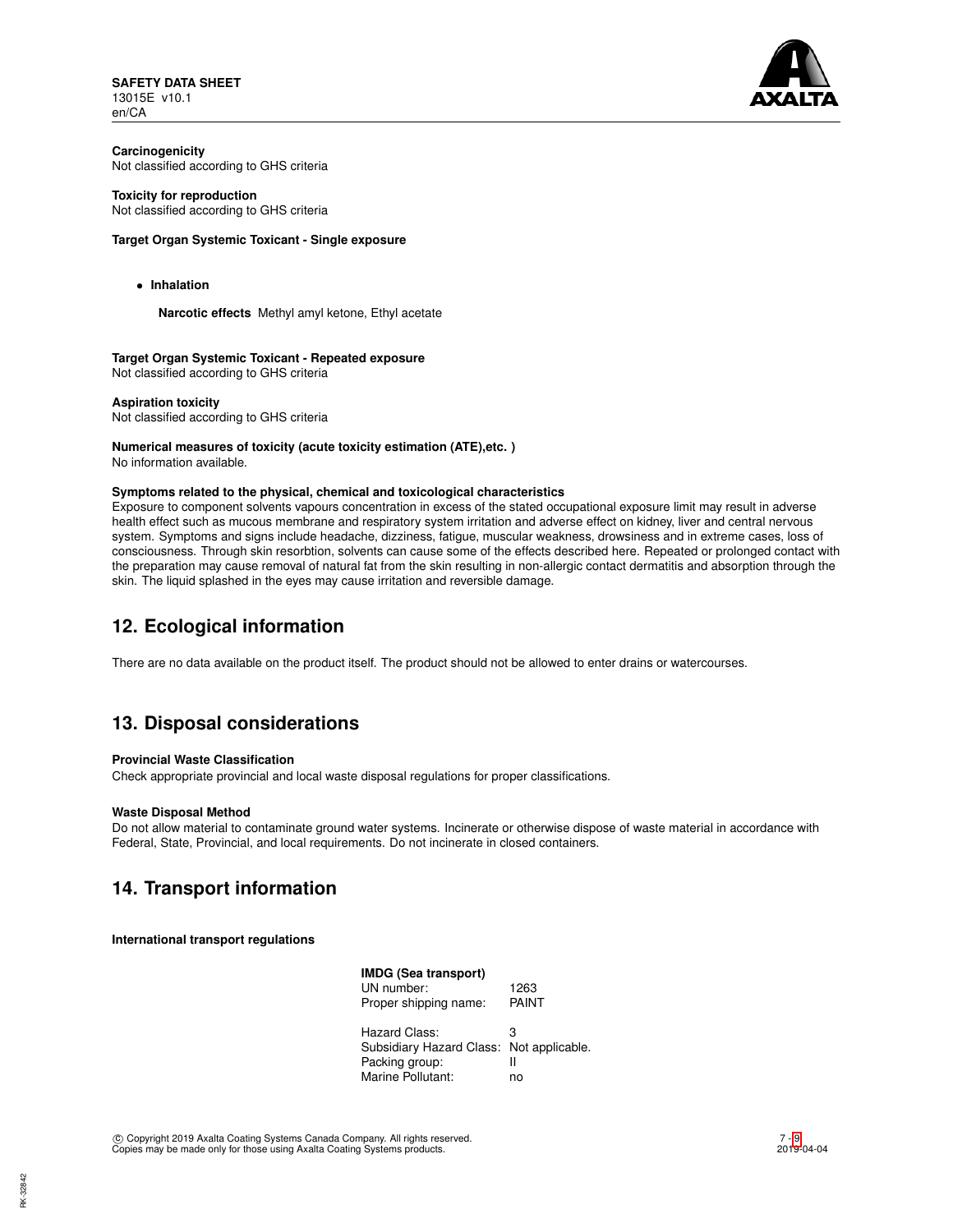**Carcinogenicity**
Not classified according to GHS criteria

**Toxicity for reproduction**
Not classified according to GHS criteria

**Target Organ Systemic Toxicant - Single exposure**

- **Inhalation**

  **Narcotic effects** Methyl amyl ketone, Ethyl acetate

**Target Organ Systemic Toxicant - Repeated exposure**
Not classified according to GHS criteria

**Aspiration toxicity**
Not classified according to GHS criteria

**Numerical measures of toxicity (acute toxicity estimation (ATE),etc. )**
No information available.

**Symptoms related to the physical, chemical and toxicological characteristics**
Exposure to component solvents vapours concentration in excess of the stated occupational exposure limit may result in adverse health effect such as mucous membrane and respiratory system irritation and adverse effect on kidney, liver and central nervous system. Symptoms and signs include headache, dizziness, fatigue, muscular weakness, drowsiness and in extreme cases, loss of consciousness. Through skin resorbtion, solvents can cause some of the effects described here. Repeated or prolonged contact with the preparation may cause removal of natural fat from the skin resulting in non-allergic contact dermatitis and absorption through the skin. The liquid splashed in the eyes may cause irritation and reversible damage.

## 12. Ecological information

There are no data available on the product itself. The product should not be allowed to enter drains or watercourses.

## 13. Disposal considerations

**Provincial Waste Classification**
Check appropriate provincial and local waste disposal regulations for proper classifications.

**Waste Disposal Method**
Do not allow material to contaminate ground water systems. Incinerate or otherwise dispose of waste material in accordance with Federal, State, Provincial, and local requirements. Do not incinerate in closed containers.

## 14. Transport information

**International transport regulations**

**IMDG (Sea transport)**

| | |
|---|---|
| UN number: | 1263 |
| Proper shipping name: | PAINT |
| Hazard Class: | 3 |
| Subsidiary Hazard Class: | Not applicable. |
| Packing group: | II |
| Marine Pollutant: | no |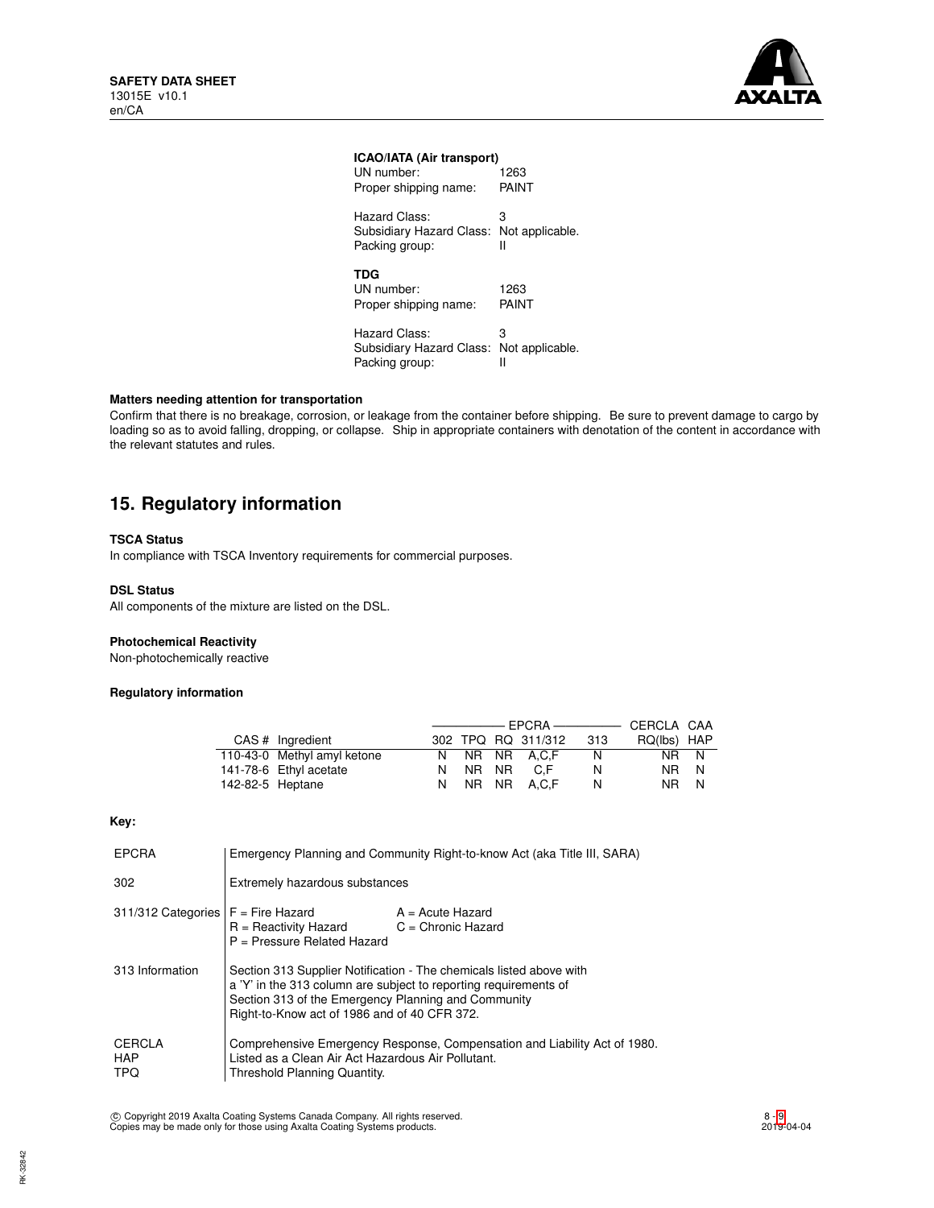**ICAO/IATA (Air transport)**

UN number: 1263
Proper shipping name: PAINT

Hazard Class: 3
Subsidiary Hazard Class: Not applicable.
Packing group: II

**TDG**

UN number: 1263
Proper shipping name: PAINT

Hazard Class: 3
Subsidiary Hazard Class: Not applicable.
Packing group: II

**Matters needing attention for transportation**

Confirm that there is no breakage, corrosion, or leakage from the container before shipping. Be sure to prevent damage to cargo by loading so as to avoid falling, dropping, or collapse. Ship in appropriate containers with denotation of the content in accordance with the relevant statutes and rules.

## 15. Regulatory information

**TSCA Status**

In compliance with TSCA Inventory requirements for commercial purposes.

**DSL Status**

All components of the mixture are listed on the DSL.

**Photochemical Reactivity**

Non-photochemically reactive

**Regulatory information**

| | | EPCRA | | | | | CERCLA | CAA |
|---|---|---|---|---|---|---|---|---|
| CAS # | Ingredient | 302 | TPQ | RQ | 311/312 | 313 | RQ(lbs) | HAP |
| 110-43-0 | Methyl amyl ketone | N | NR | NR | A,C,F | N | NR | N |
| 141-78-6 | Ethyl acetate | N | NR | NR | C,F | N | NR | N |
| 142-82-5 | Heptane | N | NR | NR | A,C,F | N | NR | N |

**Key:**

| | |
|---|---|
| EPCRA | Emergency Planning and Community Right-to-know Act (aka Title III, SARA) |
| 302 | Extremely hazardous substances |
| 311/312 Categories | F = Fire Hazard; A = Acute Hazard; R = Reactivity Hazard; C = Chronic Hazard; P = Pressure Related Hazard |
| 313 Information | Section 313 Supplier Notification - The chemicals listed above with a 'Y' in the 313 column are subject to reporting requirements of Section 313 of the Emergency Planning and Community Right-to-Know act of 1986 and of 40 CFR 372. |
| CERCLA | Comprehensive Emergency Response, Compensation and Liability Act of 1980. |
| HAP | Listed as a Clean Air Act Hazardous Air Pollutant. |
| TPQ | Threshold Planning Quantity. |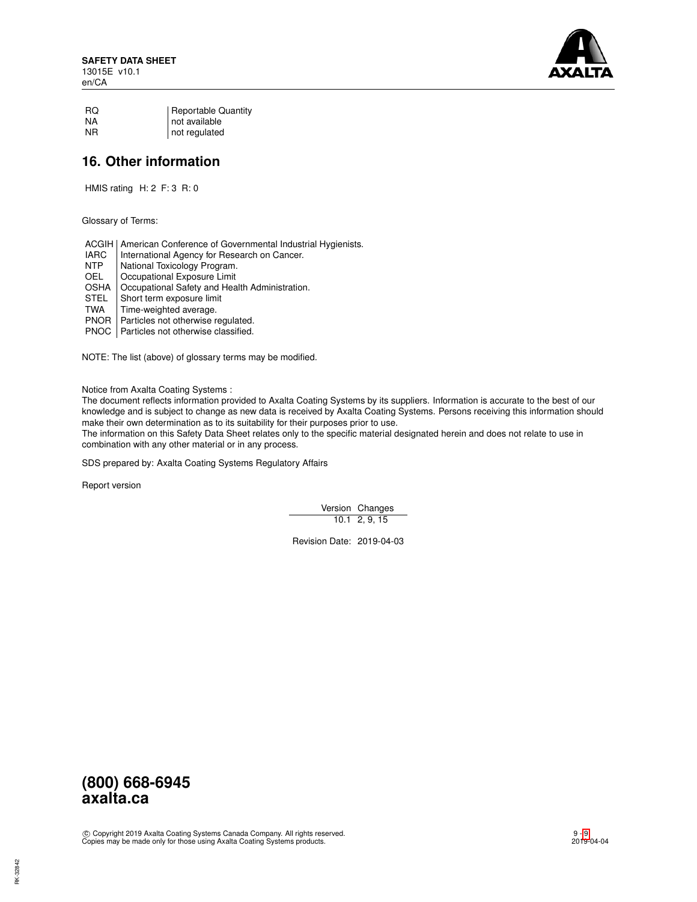| | |
|---|---|
| RQ | Reportable Quantity |
| NA | not available |
| NR | not regulated |

## 16. Other information

HMIS rating H: 2 F: 3 R: 0

Glossary of Terms:

| | |
|---|---|
| ACGIH | American Conference of Governmental Industrial Hygienists. |
| IARC | International Agency for Research on Cancer. |
| NTP | National Toxicology Program. |
| OEL | Occupational Exposure Limit |
| OSHA | Occupational Safety and Health Administration. |
| STEL | Short term exposure limit |
| TWA | Time-weighted average. |
| PNOR | Particles not otherwise regulated. |
| PNOC | Particles not otherwise classified. |

NOTE: The list (above) of glossary terms may be modified.

Notice from Axalta Coating Systems :
The document reflects information provided to Axalta Coating Systems by its suppliers. Information is accurate to the best of our knowledge and is subject to change as new data is received by Axalta Coating Systems. Persons receiving this information should make their own determination as to its suitability for their purposes prior to use.
The information on this Safety Data Sheet relates only to the specific material designated herein and does not relate to use in combination with any other material or in any process.

SDS prepared by: Axalta Coating Systems Regulatory Affairs

Report version

| Version | Changes |
|---|---|
| 10.1 | 2, 9, 15 |

Revision Date: 2019-04-03

**(800) 668-6945**
**axalta.ca**

© Copyright 2019 Axalta Coating Systems Canada Company. All rights reserved.
Copies may be made only for those using Axalta Coating Systems products.